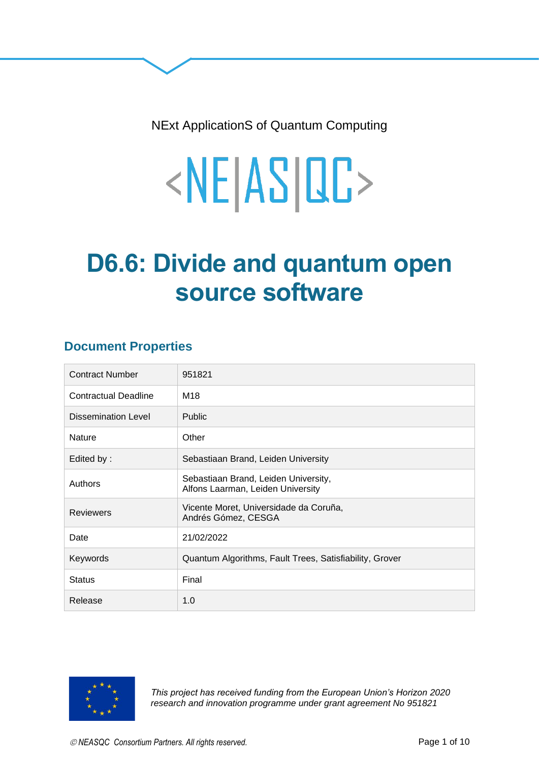NExt ApplicationS of Quantum Computing

<NE|AS|QC>

# D6.6: Divide and quantum open source software

## Document Properties

| Contract Number | 951821 |
|---|---|
| Contractual Deadline | M18 |
| Dissemination Level | Public |
| Nature | Other |
| Edited by : | Sebastiaan Brand, Leiden University |
| Authors | Sebastiaan Brand, Leiden University, Alfons Laarman, Leiden University |
| Reviewers | Vicente Moret, Universidade da Coruña, Andrés Gómez, CESGA |
| Date | 21/02/2022 |
| Keywords | Quantum Algorithms, Fault Trees, Satisfiability, Grover |
| Status | Final |
| Release | 1.0 |

*This project has received funding from the European Union's Horizon 2020 research and innovation programme under grant agreement No 951821*

*© NEASQC Consortium Partners. All rights reserved.*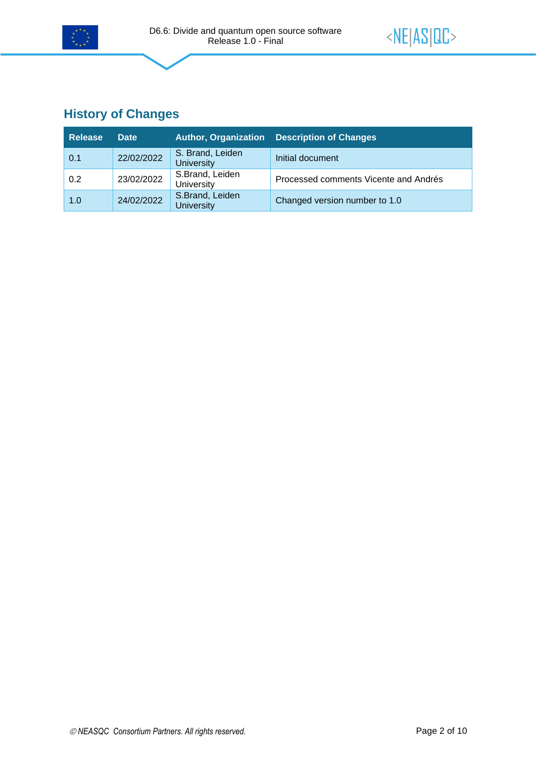## History of Changes

| Release | Date | Author, Organization | Description of Changes |
|---|---|---|---|
| 0.1 | 22/02/2022 | S. Brand, Leiden University | Initial document |
| 0.2 | 23/02/2022 | S.Brand, Leiden University | Processed comments Vicente and Andrés |
| 1.0 | 24/02/2022 | S.Brand, Leiden University | Changed version number to 1.0 |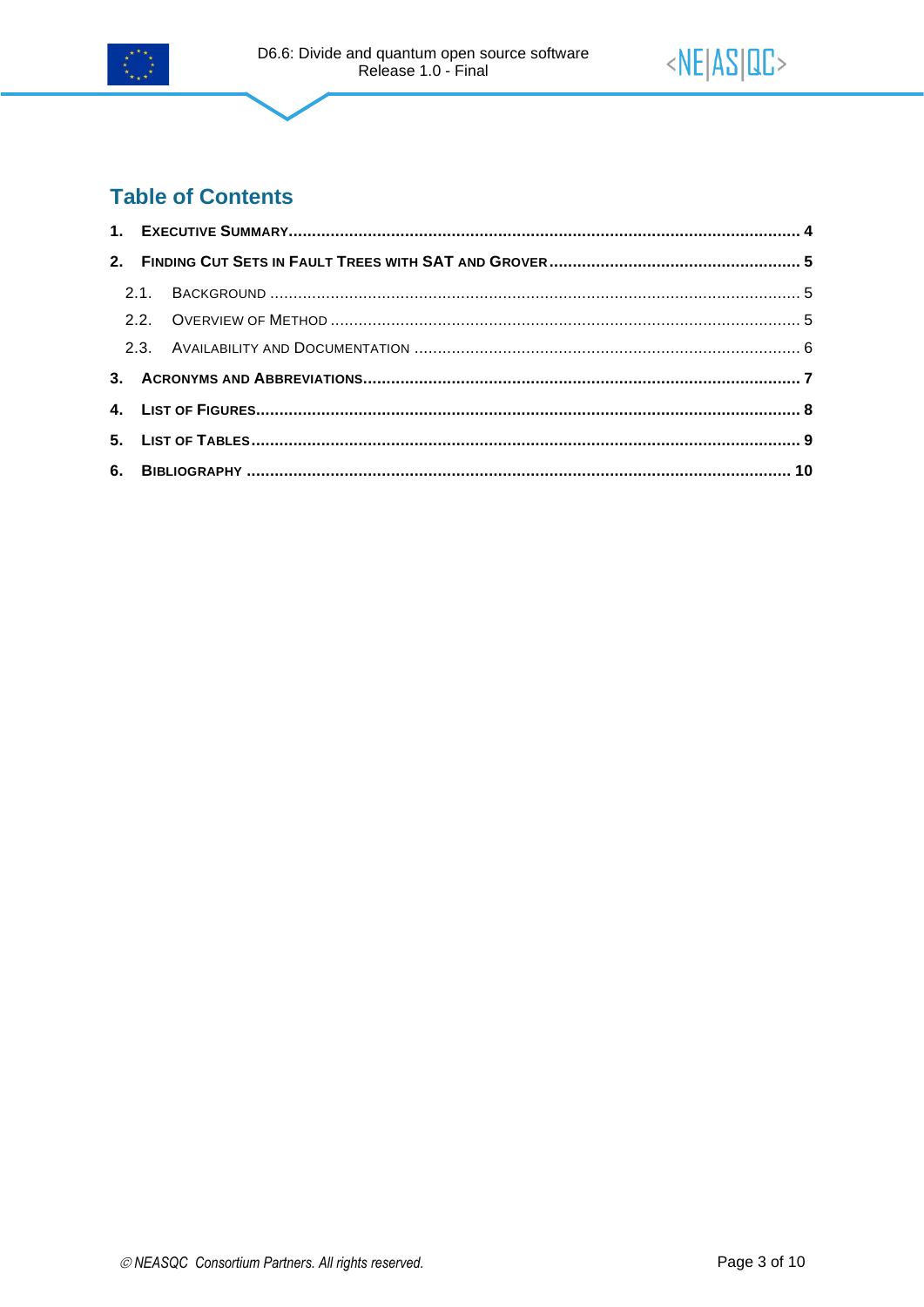# Table of Contents

1. **Executive Summary** ........................................................................................................ 4
2. **Finding Cut Sets in Fault Trees with SAT and Grover** ........................................................ 5
   - 2.1. Background ........................................................................................................ 5
   - 2.2. Overview of Method ........................................................................................... 5
   - 2.3. Availability and Documentation .......................................................................... 6
3. **Acronyms and Abbreviations** ........................................................................................ 7
4. **List of Figures** ............................................................................................................. 8
5. **List of Tables** .............................................................................................................. 9
6. **Bibliography** .............................................................................................................. 10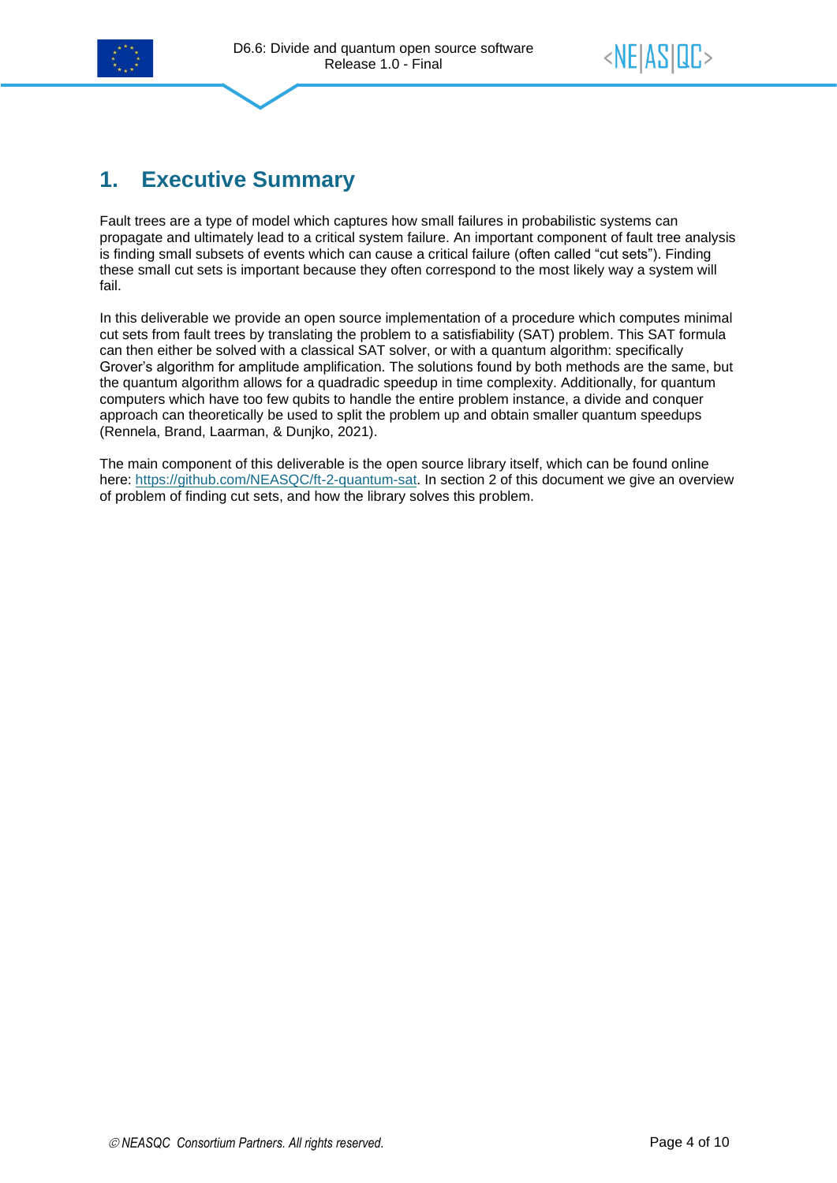# 1. Executive Summary

Fault trees are a type of model which captures how small failures in probabilistic systems can propagate and ultimately lead to a critical system failure. An important component of fault tree analysis is finding small subsets of events which can cause a critical failure (often called “cut sets”). Finding these small cut sets is important because they often correspond to the most likely way a system will fail.

In this deliverable we provide an open source implementation of a procedure which computes minimal cut sets from fault trees by translating the problem to a satisfiability (SAT) problem. This SAT formula can then either be solved with a classical SAT solver, or with a quantum algorithm: specifically Grover’s algorithm for amplitude amplification. The solutions found by both methods are the same, but the quantum algorithm allows for a quadradic speedup in time complexity. Additionally, for quantum computers which have too few qubits to handle the entire problem instance, a divide and conquer approach can theoretically be used to split the problem up and obtain smaller quantum speedups (Rennela, Brand, Laarman, & Dunjko, 2021).

The main component of this deliverable is the open source library itself, which can be found online here: [https://github.com/NEASQC/ft-2-quantum-sat](https://github.com/NEASQC/ft-2-quantum-sat). In section 2 of this document we give an overview of problem of finding cut sets, and how the library solves this problem.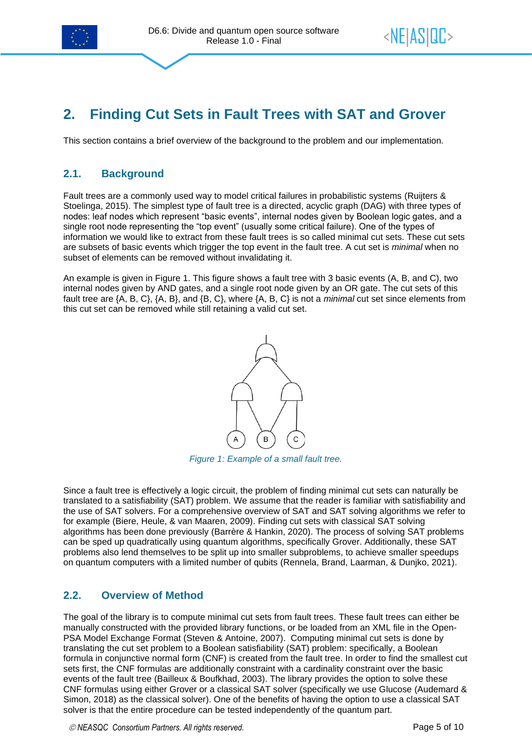# 2. Finding Cut Sets in Fault Trees with SAT and Grover

This section contains a brief overview of the background to the problem and our implementation.

## 2.1. Background

Fault trees are a commonly used way to model critical failures in probabilistic systems (Ruijters & Stoelinga, 2015). The simplest type of fault tree is a directed, acyclic graph (DAG) with three types of nodes: leaf nodes which represent “basic events”, internal nodes given by Boolean logic gates, and a single root node representing the “top event” (usually some critical failure). One of the types of information we would like to extract from these fault trees is so called minimal cut sets. These cut sets are subsets of basic events which trigger the top event in the fault tree. A cut set is *minimal* when no subset of elements can be removed without invalidating it.

An example is given in Figure 1. This figure shows a fault tree with 3 basic events (A, B, and C), two internal nodes given by AND gates, and a single root node given by an OR gate. The cut sets of this fault tree are {A, B, C}, {A, B}, and {B, C}, where {A, B, C} is not a *minimal* cut set since elements from this cut set can be removed while still retaining a valid cut set.

*Figure 1: Example of a small fault tree.*

Since a fault tree is effectively a logic circuit, the problem of finding minimal cut sets can naturally be translated to a satisfiability (SAT) problem. We assume that the reader is familiar with satisfiability and the use of SAT solvers. For a comprehensive overview of SAT and SAT solving algorithms we refer to for example (Biere, Heule, & van Maaren, 2009). Finding cut sets with classical SAT solving algorithms has been done previously (Barrère & Hankin, 2020). The process of solving SAT problems can be sped up quadratically using quantum algorithms, specifically Grover. Additionally, these SAT problems also lend themselves to be split up into smaller subproblems, to achieve smaller speedups on quantum computers with a limited number of qubits (Rennela, Brand, Laarman, & Dunjko, 2021).

## 2.2. Overview of Method

The goal of the library is to compute minimal cut sets from fault trees. These fault trees can either be manually constructed with the provided library functions, or be loaded from an XML file in the Open-PSA Model Exchange Format (Steven & Antoine, 2007). Computing minimal cut sets is done by translating the cut set problem to a Boolean satisfiability (SAT) problem: specifically, a Boolean formula in conjunctive normal form (CNF) is created from the fault tree. In order to find the smallest cut sets first, the CNF formulas are additionally constraint with a cardinality constraint over the basic events of the fault tree (Bailleux & Boufkhad, 2003). The library provides the option to solve these CNF formulas using either Grover or a classical SAT solver (specifically we use Glucose (Audemard & Simon, 2018) as the classical solver). One of the benefits of having the option to use a classical SAT solver is that the entire procedure can be tested independently of the quantum part.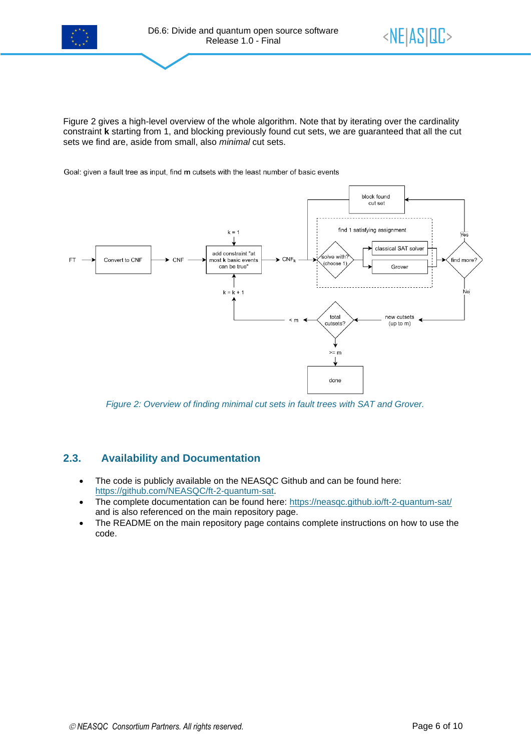Figure 2 gives a high-level overview of the whole algorithm. Note that by iterating over the cardinality constraint **k** starting from 1, and blocking previously found cut sets, we are guaranteed that all the cut sets we find are, aside from small, also *minimal* cut sets.

Goal: given a fault tree as input, find **m** cutsets with the least number of basic events

*Figure 2: Overview of finding minimal cut sets in fault trees with SAT and Grover.*

## 2.3. Availability and Documentation

- The code is publicly available on the NEASQC Github and can be found here: https://github.com/NEASQC/ft-2-quantum-sat.
- The complete documentation can be found here: https://neasqc.github.io/ft-2-quantum-sat/ and is also referenced on the main repository page.
- The README on the main repository page contains complete instructions on how to use the code.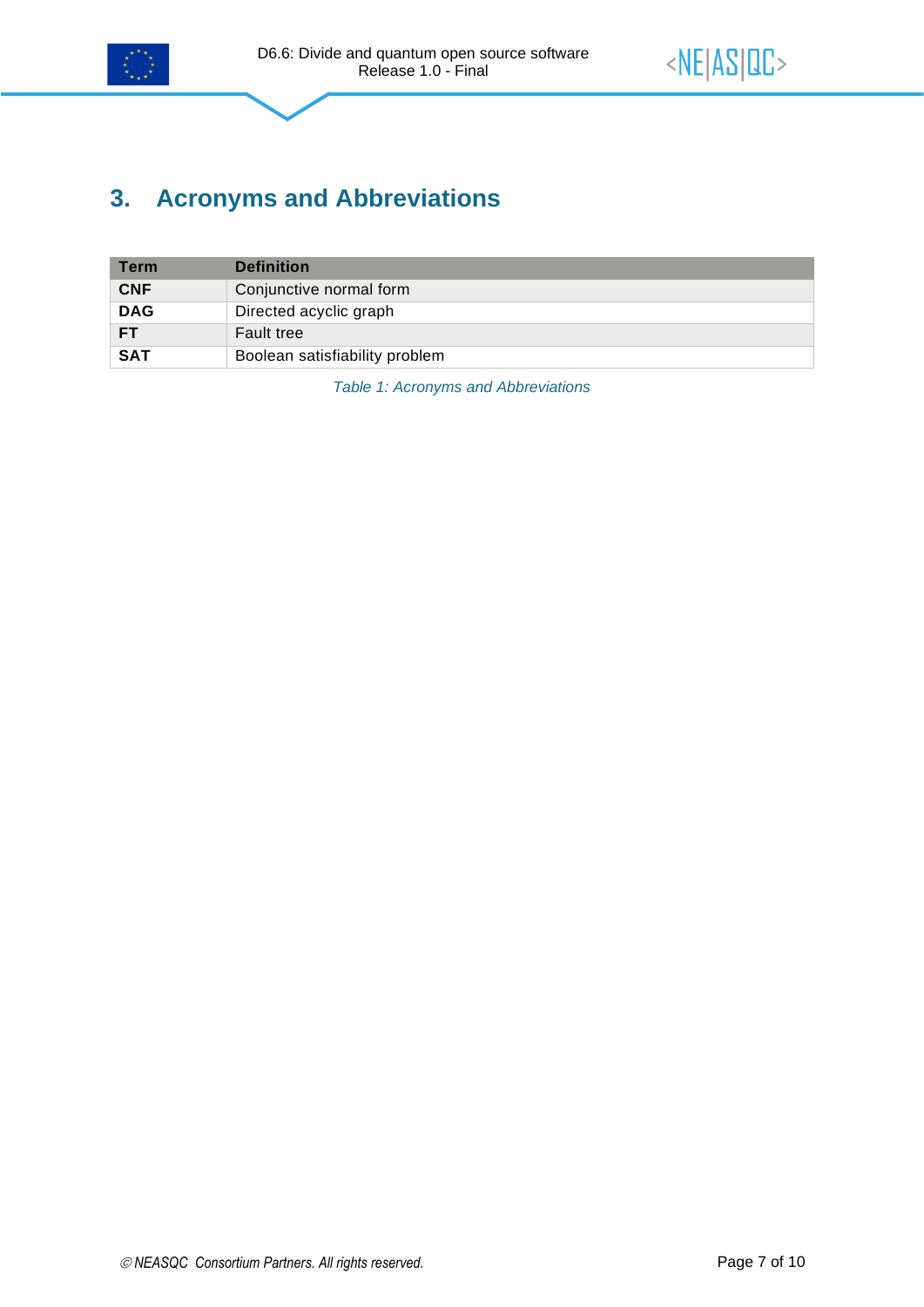# 3. Acronyms and Abbreviations

| Term | Definition |
| --- | --- |
| **CNF** | Conjunctive normal form |
| **DAG** | Directed acyclic graph |
| **FT** | Fault tree |
| **SAT** | Boolean satisfiability problem |

*Table 1: Acronyms and Abbreviations*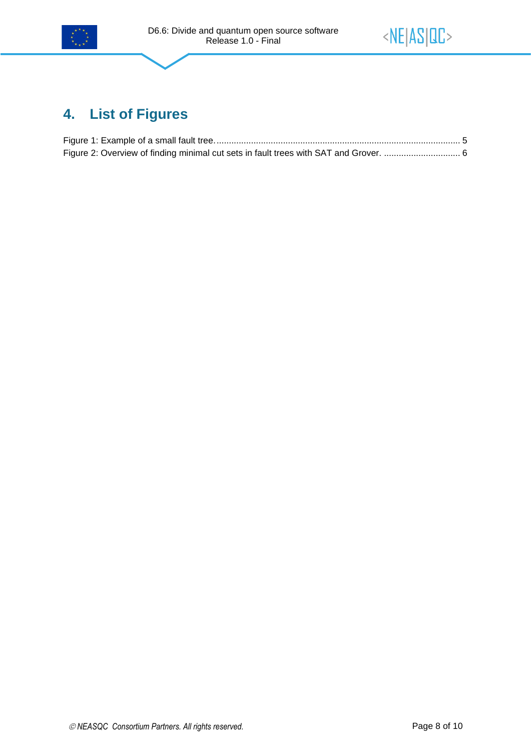# 4. List of Figures

Figure 1: Example of a small fault tree. .................................................................................................. 5
Figure 2: Overview of finding minimal cut sets in fault trees with SAT and Grover. .............................. 6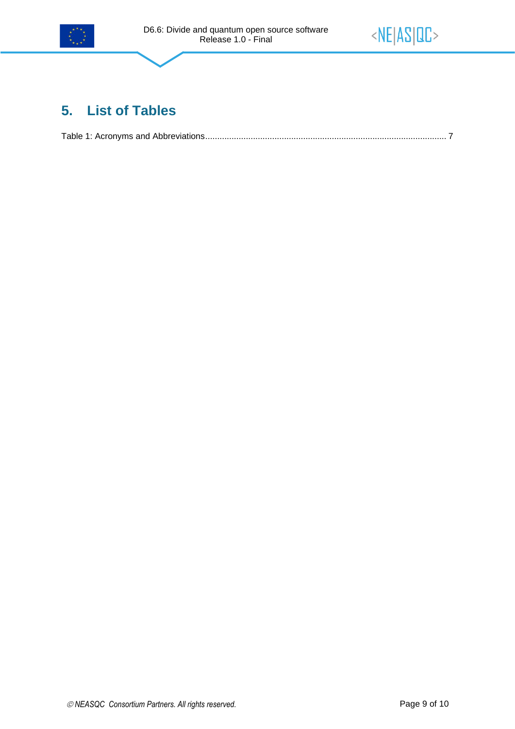# 5. List of Tables

Table 1: Acronyms and Abbreviations........................................................................................................ 7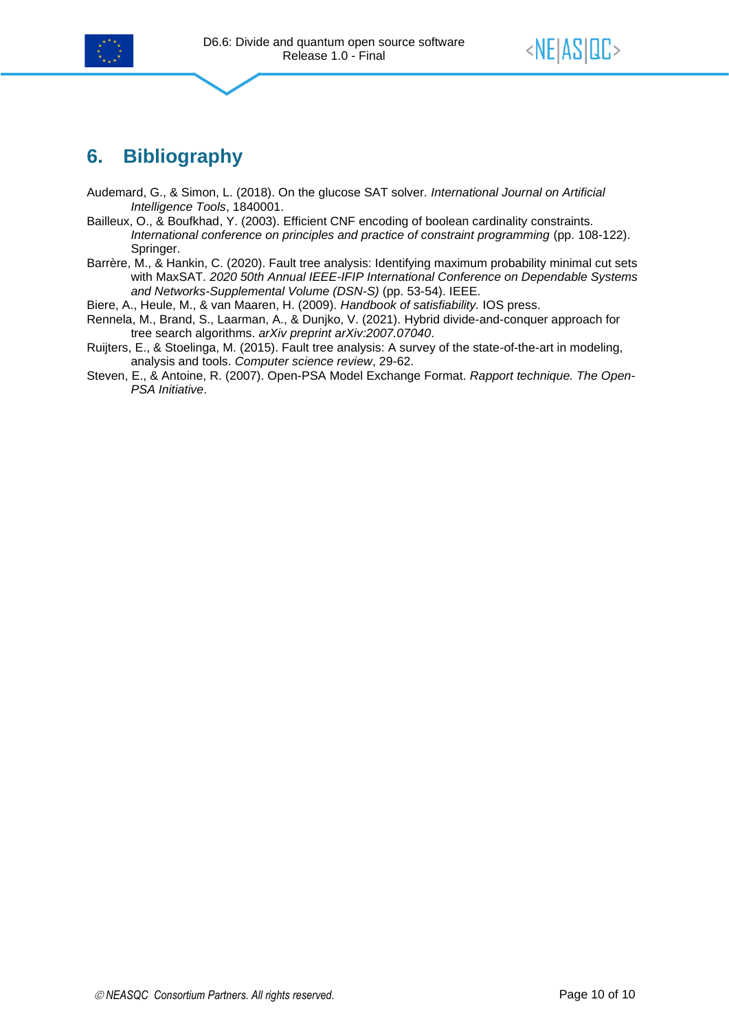# 6. Bibliography

Audemard, G., & Simon, L. (2018). On the glucose SAT solver. *International Journal on Artificial Intelligence Tools*, 1840001.

Bailleux, O., & Boufkhad, Y. (2003). Efficient CNF encoding of boolean cardinality constraints. *International conference on principles and practice of constraint programming* (pp. 108-122). Springer.

Barrère, M., & Hankin, C. (2020). Fault tree analysis: Identifying maximum probability minimal cut sets with MaxSAT. *2020 50th Annual IEEE-IFIP International Conference on Dependable Systems and Networks-Supplemental Volume (DSN-S)* (pp. 53-54). IEEE.

Biere, A., Heule, M., & van Maaren, H. (2009). *Handbook of satisfiability.* IOS press.

Rennela, M., Brand, S., Laarman, A., & Dunjko, V. (2021). Hybrid divide-and-conquer approach for tree search algorithms. *arXiv preprint arXiv:2007.07040*.

Ruijters, E., & Stoelinga, M. (2015). Fault tree analysis: A survey of the state-of-the-art in modeling, analysis and tools. *Computer science review*, 29-62.

Steven, E., & Antoine, R. (2007). Open-PSA Model Exchange Format. *Rapport technique. The Open-PSA Initiative*.